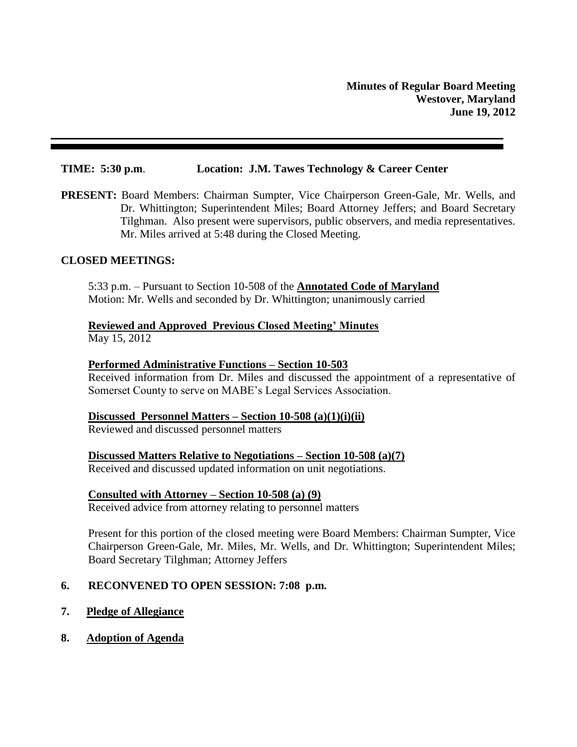**Minutes of Regular Board Meeting**
**Westover, Maryland**
**June 19, 2012**

---

**TIME: 5:30 p.m.** **Location: J.M. Tawes Technology & Career Center**

**PRESENT:** Board Members: Chairman Sumpter, Vice Chairperson Green-Gale, Mr. Wells, and Dr. Whittington; Superintendent Miles; Board Attorney Jeffers; and Board Secretary Tilghman. Also present were supervisors, public observers, and media representatives. Mr. Miles arrived at 5:48 during the Closed Meeting.

**CLOSED MEETINGS:**

5:33 p.m. – Pursuant to Section 10-508 of the **Annotated Code of Maryland**
Motion: Mr. Wells and seconded by Dr. Whittington; unanimously carried

**Reviewed and Approved Previous Closed Meeting' Minutes**
May 15, 2012

**Performed Administrative Functions – Section 10-503**
Received information from Dr. Miles and discussed the appointment of a representative of Somerset County to serve on MABE's Legal Services Association.

**Discussed Personnel Matters – Section 10-508 (a)(1)(i)(ii)**
Reviewed and discussed personnel matters

**Discussed Matters Relative to Negotiations – Section 10-508 (a)(7)**
Received and discussed updated information on unit negotiations.

**Consulted with Attorney – Section 10-508 (a) (9)**
Received advice from attorney relating to personnel matters

Present for this portion of the closed meeting were Board Members: Chairman Sumpter, Vice Chairperson Green-Gale, Mr. Miles, Mr. Wells, and Dr. Whittington; Superintendent Miles; Board Secretary Tilghman; Attorney Jeffers

6. **RECONVENED TO OPEN SESSION: 7:08 p.m.**

7. **Pledge of Allegiance**

8. **Adoption of Agenda**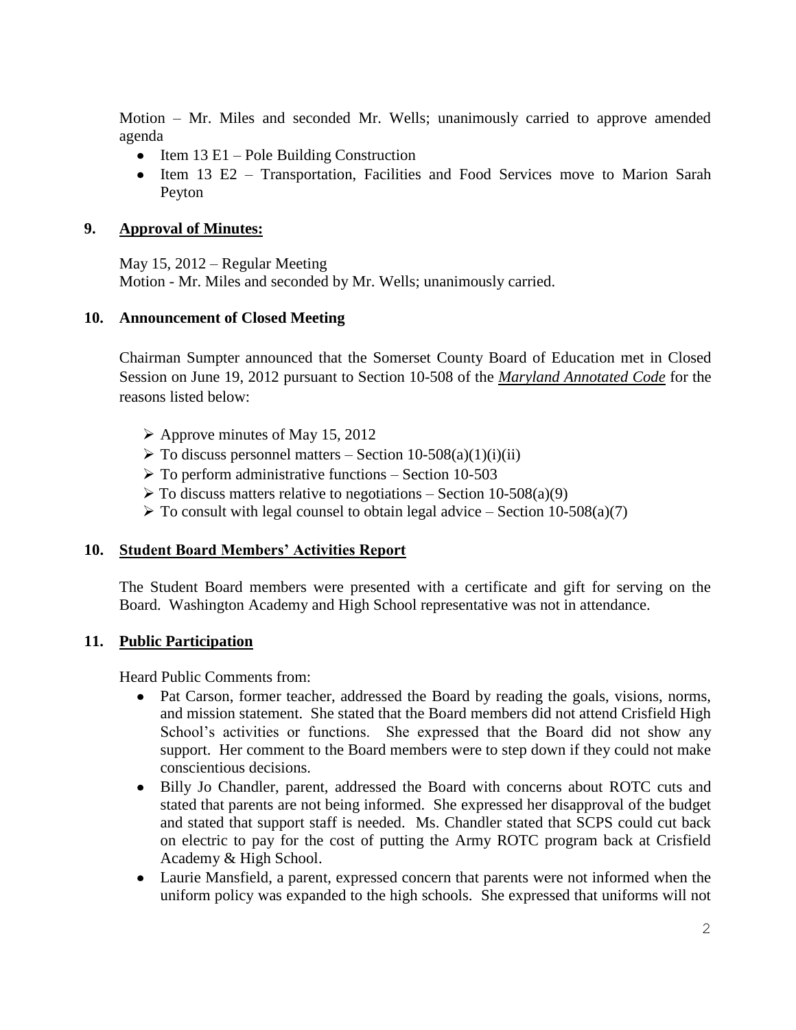Motion – Mr. Miles and seconded Mr. Wells; unanimously carried to approve amended agenda

- Item 13 E1 – Pole Building Construction
- Item 13 E2 – Transportation, Facilities and Food Services move to Marion Sarah Peyton

## 9. Approval of Minutes:

May 15, 2012 – Regular Meeting
Motion - Mr. Miles and seconded by Mr. Wells; unanimously carried.

## 10. Announcement of Closed Meeting

Chairman Sumpter announced that the Somerset County Board of Education met in Closed Session on June 19, 2012 pursuant to Section 10-508 of the ***Maryland Annotated Code*** for the reasons listed below:

- Approve minutes of May 15, 2012
- To discuss personnel matters – Section 10-508(a)(1)(i)(ii)
- To perform administrative functions – Section 10-503
- To discuss matters relative to negotiations – Section 10-508(a)(9)
- To consult with legal counsel to obtain legal advice – Section 10-508(a)(7)

## 10. Student Board Members' Activities Report

The Student Board members were presented with a certificate and gift for serving on the Board. Washington Academy and High School representative was not in attendance.

## 11. Public Participation

Heard Public Comments from:

- Pat Carson, former teacher, addressed the Board by reading the goals, visions, norms, and mission statement. She stated that the Board members did not attend Crisfield High School's activities or functions. She expressed that the Board did not show any support. Her comment to the Board members were to step down if they could not make conscientious decisions.
- Billy Jo Chandler, parent, addressed the Board with concerns about ROTC cuts and stated that parents are not being informed. She expressed her disapproval of the budget and stated that support staff is needed. Ms. Chandler stated that SCPS could cut back on electric to pay for the cost of putting the Army ROTC program back at Crisfield Academy & High School.
- Laurie Mansfield, a parent, expressed concern that parents were not informed when the uniform policy was expanded to the high schools. She expressed that uniforms will not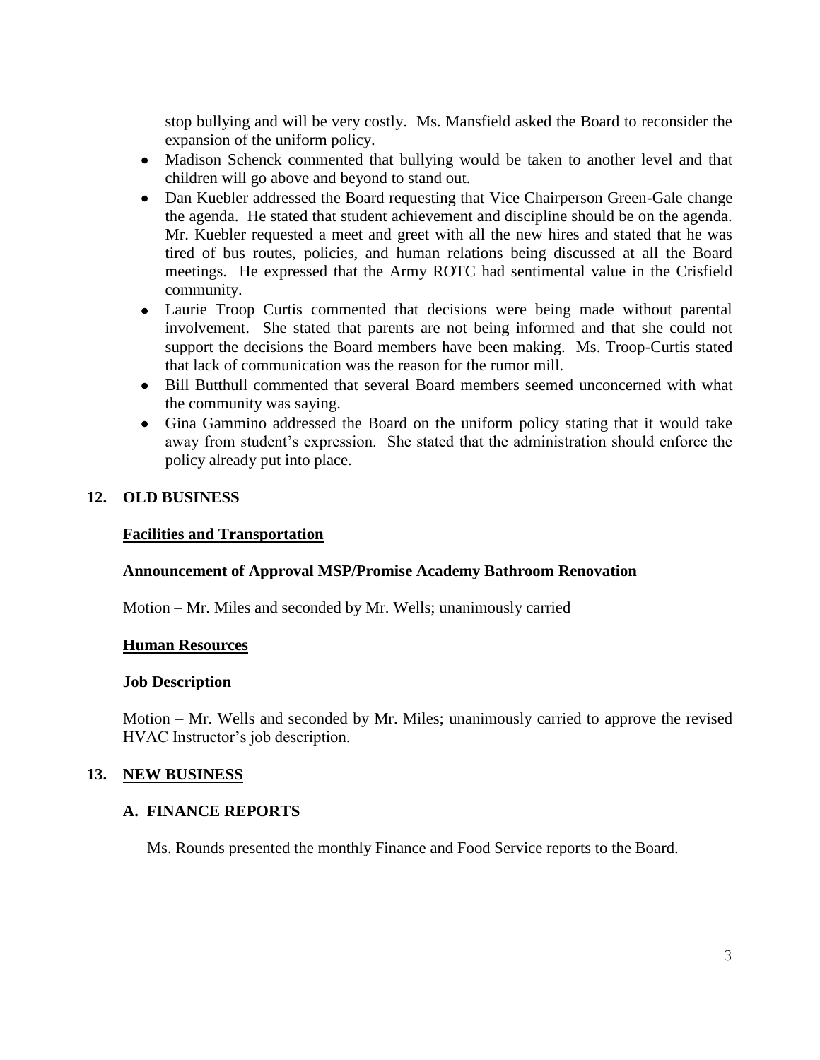stop bullying and will be very costly. Ms. Mansfield asked the Board to reconsider the expansion of the uniform policy.

- Madison Schenck commented that bullying would be taken to another level and that children will go above and beyond to stand out.
- Dan Kuebler addressed the Board requesting that Vice Chairperson Green-Gale change the agenda. He stated that student achievement and discipline should be on the agenda. Mr. Kuebler requested a meet and greet with all the new hires and stated that he was tired of bus routes, policies, and human relations being discussed at all the Board meetings. He expressed that the Army ROTC had sentimental value in the Crisfield community.
- Laurie Troop Curtis commented that decisions were being made without parental involvement. She stated that parents are not being informed and that she could not support the decisions the Board members have been making. Ms. Troop-Curtis stated that lack of communication was the reason for the rumor mill.
- Bill Butthull commented that several Board members seemed unconcerned with what the community was saying.
- Gina Gammino addressed the Board on the uniform policy stating that it would take away from student's expression. She stated that the administration should enforce the policy already put into place.

## 12. OLD BUSINESS

**Facilities and Transportation**

**Announcement of Approval MSP/Promise Academy Bathroom Renovation**

Motion – Mr. Miles and seconded by Mr. Wells; unanimously carried

**Human Resources**

**Job Description**

Motion – Mr. Wells and seconded by Mr. Miles; unanimously carried to approve the revised HVAC Instructor's job description.

## 13. NEW BUSINESS

### A. FINANCE REPORTS

Ms. Rounds presented the monthly Finance and Food Service reports to the Board.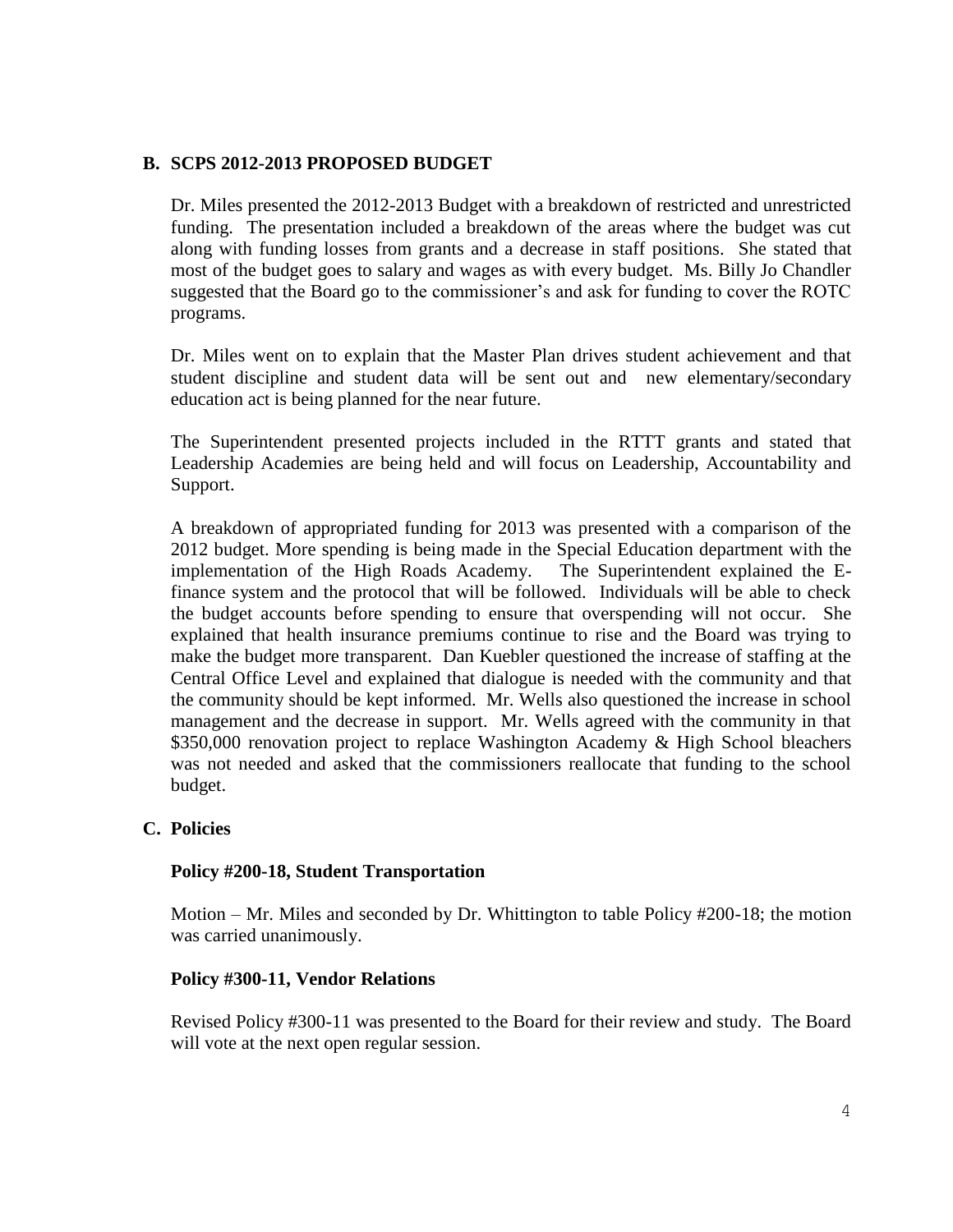## B. SCPS 2012-2013 PROPOSED BUDGET

Dr. Miles presented the 2012-2013 Budget with a breakdown of restricted and unrestricted funding. The presentation included a breakdown of the areas where the budget was cut along with funding losses from grants and a decrease in staff positions. She stated that most of the budget goes to salary and wages as with every budget. Ms. Billy Jo Chandler suggested that the Board go to the commissioner's and ask for funding to cover the ROTC programs.

Dr. Miles went on to explain that the Master Plan drives student achievement and that student discipline and student data will be sent out and new elementary/secondary education act is being planned for the near future.

The Superintendent presented projects included in the RTTT grants and stated that Leadership Academies are being held and will focus on Leadership, Accountability and Support.

A breakdown of appropriated funding for 2013 was presented with a comparison of the 2012 budget. More spending is being made in the Special Education department with the implementation of the High Roads Academy. The Superintendent explained the E-finance system and the protocol that will be followed. Individuals will be able to check the budget accounts before spending to ensure that overspending will not occur. She explained that health insurance premiums continue to rise and the Board was trying to make the budget more transparent. Dan Kuebler questioned the increase of staffing at the Central Office Level and explained that dialogue is needed with the community and that the community should be kept informed. Mr. Wells also questioned the increase in school management and the decrease in support. Mr. Wells agreed with the community in that $350,000 renovation project to replace Washington Academy & High School bleachers was not needed and asked that the commissioners reallocate that funding to the school budget.

## C. Policies

**Policy #200-18, Student Transportation**

Motion – Mr. Miles and seconded by Dr. Whittington to table Policy #200-18; the motion was carried unanimously.

**Policy #300-11, Vendor Relations**

Revised Policy #300-11 was presented to the Board for their review and study. The Board will vote at the next open regular session.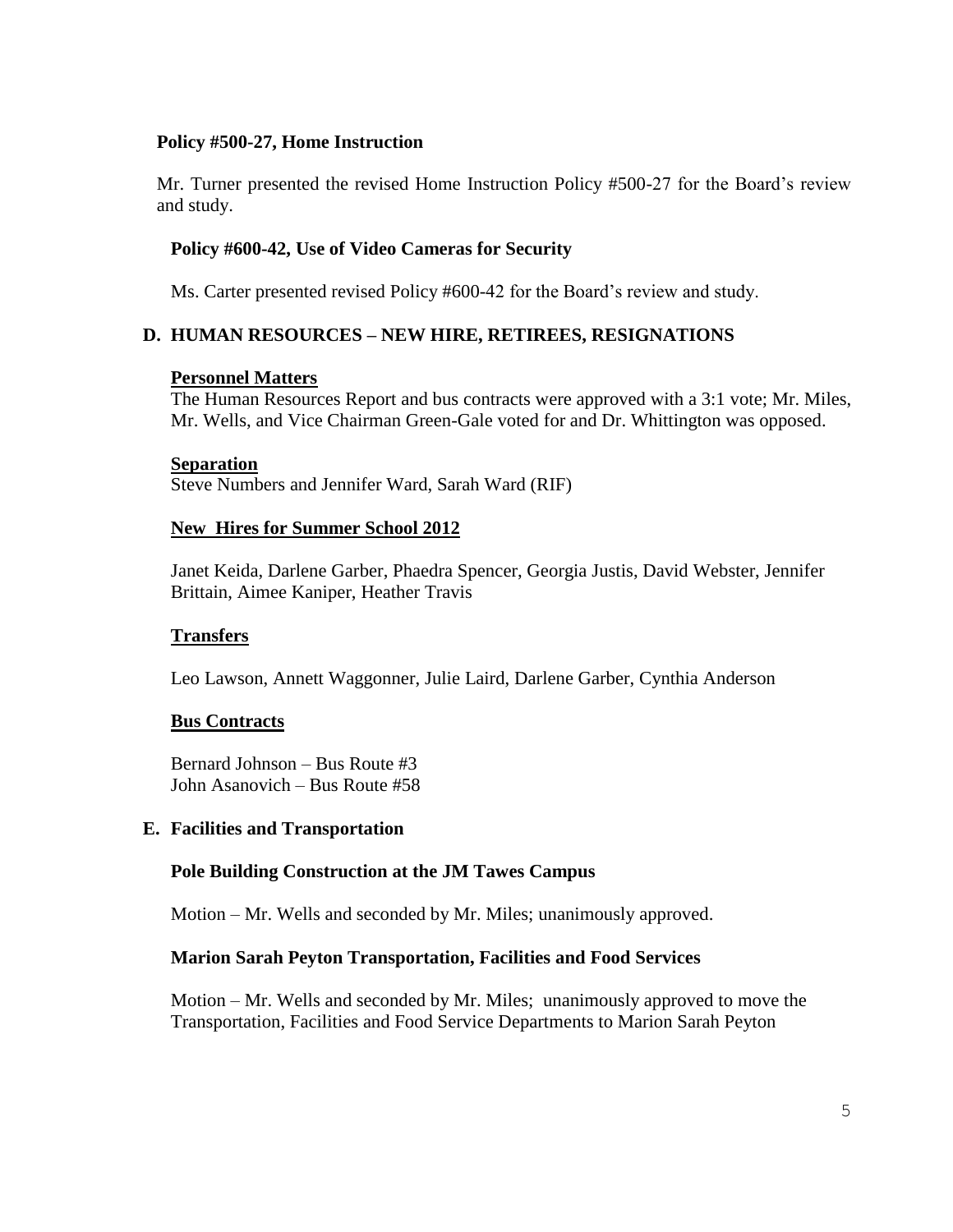**Policy #500-27, Home Instruction**

Mr. Turner presented the revised Home Instruction Policy #500-27 for the Board's review and study.

**Policy #600-42, Use of Video Cameras for Security**

Ms. Carter presented revised Policy #600-42 for the Board's review and study.

## D. HUMAN RESOURCES – NEW HIRE, RETIREES, RESIGNATIONS

**Personnel Matters**

The Human Resources Report and bus contracts were approved with a 3:1 vote; Mr. Miles, Mr. Wells, and Vice Chairman Green-Gale voted for and Dr. Whittington was opposed.

**Separation**

Steve Numbers and Jennifer Ward, Sarah Ward (RIF)

**New Hires for Summer School 2012**

Janet Keida, Darlene Garber, Phaedra Spencer, Georgia Justis, David Webster, Jennifer Brittain, Aimee Kaniper, Heather Travis

**Transfers**

Leo Lawson, Annett Waggonner, Julie Laird, Darlene Garber, Cynthia Anderson

**Bus Contracts**

Bernard Johnson – Bus Route #3
John Asanovich – Bus Route #58

## E. Facilities and Transportation

**Pole Building Construction at the JM Tawes Campus**

Motion – Mr. Wells and seconded by Mr. Miles; unanimously approved.

**Marion Sarah Peyton Transportation, Facilities and Food Services**

Motion – Mr. Wells and seconded by Mr. Miles; unanimously approved to move the Transportation, Facilities and Food Service Departments to Marion Sarah Peyton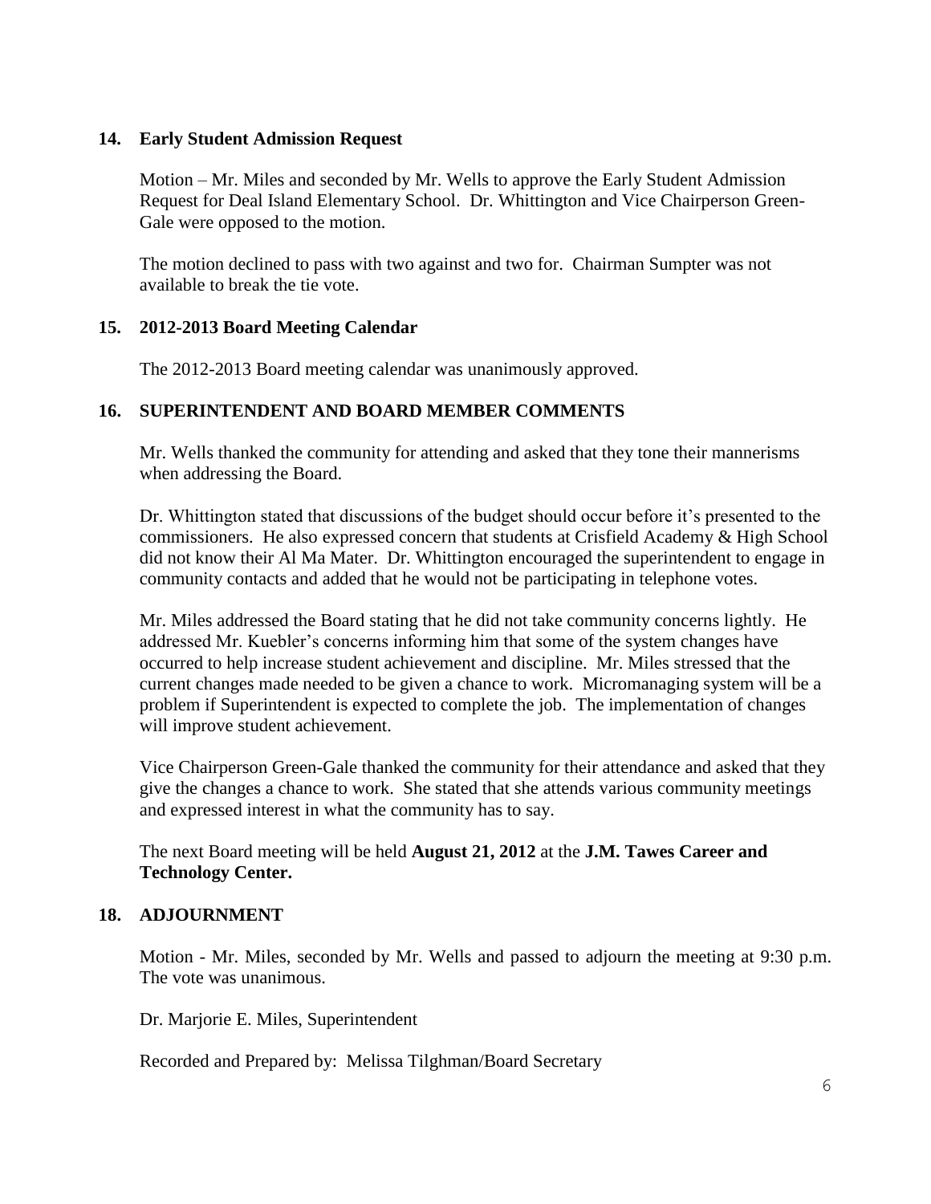## 14. Early Student Admission Request

Motion – Mr. Miles and seconded by Mr. Wells to approve the Early Student Admission Request for Deal Island Elementary School. Dr. Whittington and Vice Chairperson Green-Gale were opposed to the motion.

The motion declined to pass with two against and two for. Chairman Sumpter was not available to break the tie vote.

## 15. 2012-2013 Board Meeting Calendar

The 2012-2013 Board meeting calendar was unanimously approved.

## 16. SUPERINTENDENT AND BOARD MEMBER COMMENTS

Mr. Wells thanked the community for attending and asked that they tone their mannerisms when addressing the Board.

Dr. Whittington stated that discussions of the budget should occur before it's presented to the commissioners. He also expressed concern that students at Crisfield Academy & High School did not know their Al Ma Mater. Dr. Whittington encouraged the superintendent to engage in community contacts and added that he would not be participating in telephone votes.

Mr. Miles addressed the Board stating that he did not take community concerns lightly. He addressed Mr. Kuebler's concerns informing him that some of the system changes have occurred to help increase student achievement and discipline. Mr. Miles stressed that the current changes made needed to be given a chance to work. Micromanaging system will be a problem if Superintendent is expected to complete the job. The implementation of changes will improve student achievement.

Vice Chairperson Green-Gale thanked the community for their attendance and asked that they give the changes a chance to work. She stated that she attends various community meetings and expressed interest in what the community has to say.

The next Board meeting will be held **August 21, 2012** at the **J.M. Tawes Career and Technology Center.**

## 18. ADJOURNMENT

Motion - Mr. Miles, seconded by Mr. Wells and passed to adjourn the meeting at 9:30 p.m. The vote was unanimous.

Dr. Marjorie E. Miles, Superintendent

Recorded and Prepared by: Melissa Tilghman/Board Secretary